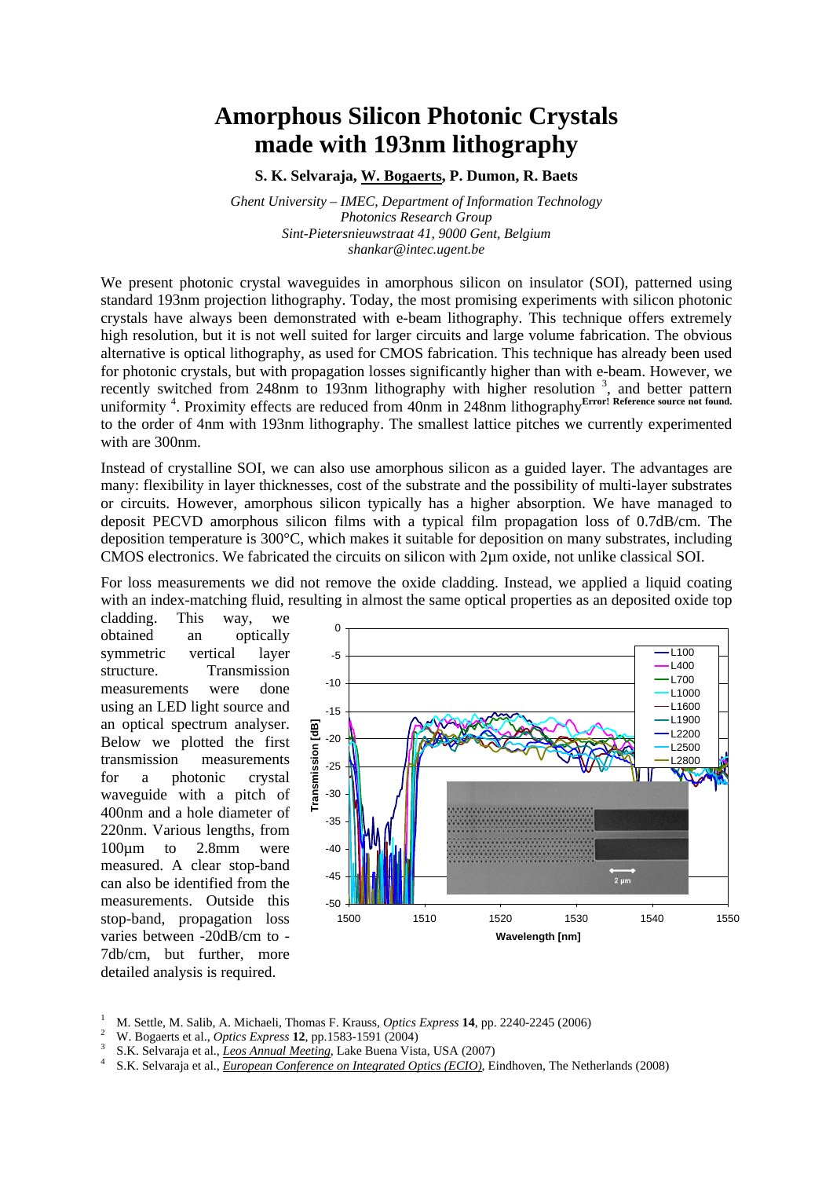# Amorphous Silicon Photonic Crystals made with 193nm lithography

**S. K. Selvaraja, W. Bogaerts, P. Dumon, R. Baets**

*Ghent University – IMEC, Department of Information Technology*
*Photonics Research Group*
*Sint-Pietersnieuwstraat 41, 9000 Gent, Belgium*
*shankar@intec.ugent.be*

We present photonic crystal waveguides in amorphous silicon on insulator (SOI), patterned using standard 193nm projection lithography. Today, the most promising experiments with silicon photonic crystals have always been demonstrated with e-beam lithography. This technique offers extremely high resolution, but it is not well suited for larger circuits and large volume fabrication. The obvious alternative is optical lithography, as used for CMOS fabrication. This technique has already been used for photonic crystals, but with propagation losses significantly higher than with e-beam. However, we recently switched from 248nm to 193nm lithography with higher resolution [3], and better pattern uniformity [4]. Proximity effects are reduced from 40nm in 248nm lithography[Error! Reference source not found.] to the order of 4nm with 193nm lithography. The smallest lattice pitches we currently experimented with are 300nm.

Instead of crystalline SOI, we can also use amorphous silicon as a guided layer. The advantages are many: flexibility in layer thicknesses, cost of the substrate and the possibility of multi-layer substrates or circuits. However, amorphous silicon typically has a higher absorption. We have managed to deposit PECVD amorphous silicon films with a typical film propagation loss of 0.7dB/cm. The deposition temperature is 300°C, which makes it suitable for deposition on many substrates, including CMOS electronics. We fabricated the circuits on silicon with 2µm oxide, not unlike classical SOI.

For loss measurements we did not remove the oxide cladding. Instead, we applied a liquid coating with an index-matching fluid, resulting in almost the same optical properties as an deposited oxide top cladding. This way, we obtained an optically symmetric vertical layer structure. Transmission measurements were done using an LED light source and an optical spectrum analyser. Below we plotted the first transmission measurements for a photonic crystal waveguide with a pitch of 400nm and a hole diameter of 220nm. Various lengths, from 100µm to 2.8mm were measured. A clear stop-band can also be identified from the measurements. Outside this stop-band, propagation loss varies between -20dB/cm to -7db/cm, but further, more detailed analysis is required.

---

[1] M. Settle, M. Salib, A. Michaeli, Thomas F. Krauss, *Optics Express* **14**, pp. 2240-2245 (2006)

[2] W. Bogaerts et al., *Optics Express* **12**, pp.1583-1591 (2004)

[3] S.K. Selvaraja et al., *Leos Annual Meeting*, Lake Buena Vista, USA (2007)

[4] S.K. Selvaraja et al., *European Conference on Integrated Optics (ECIO)*, Eindhoven, The Netherlands (2008)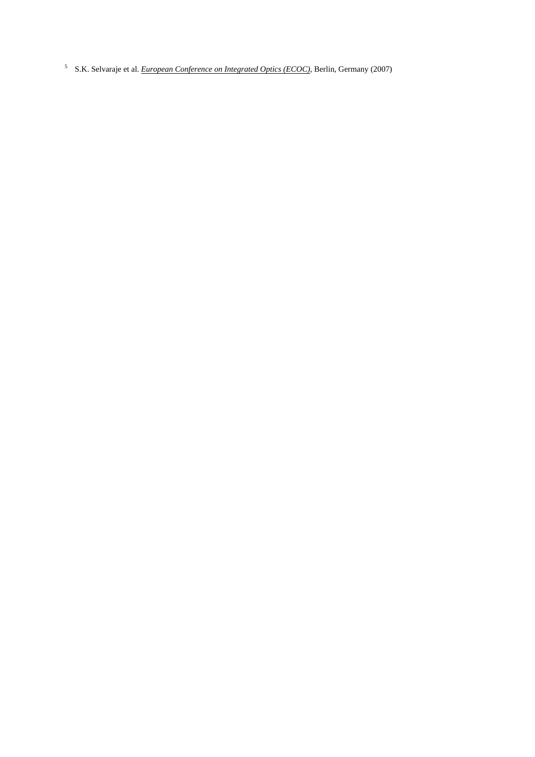[5] S.K. Selvaraje et al. *European Conference on Integrated Optics (ECOC)*, Berlin, Germany (2007)